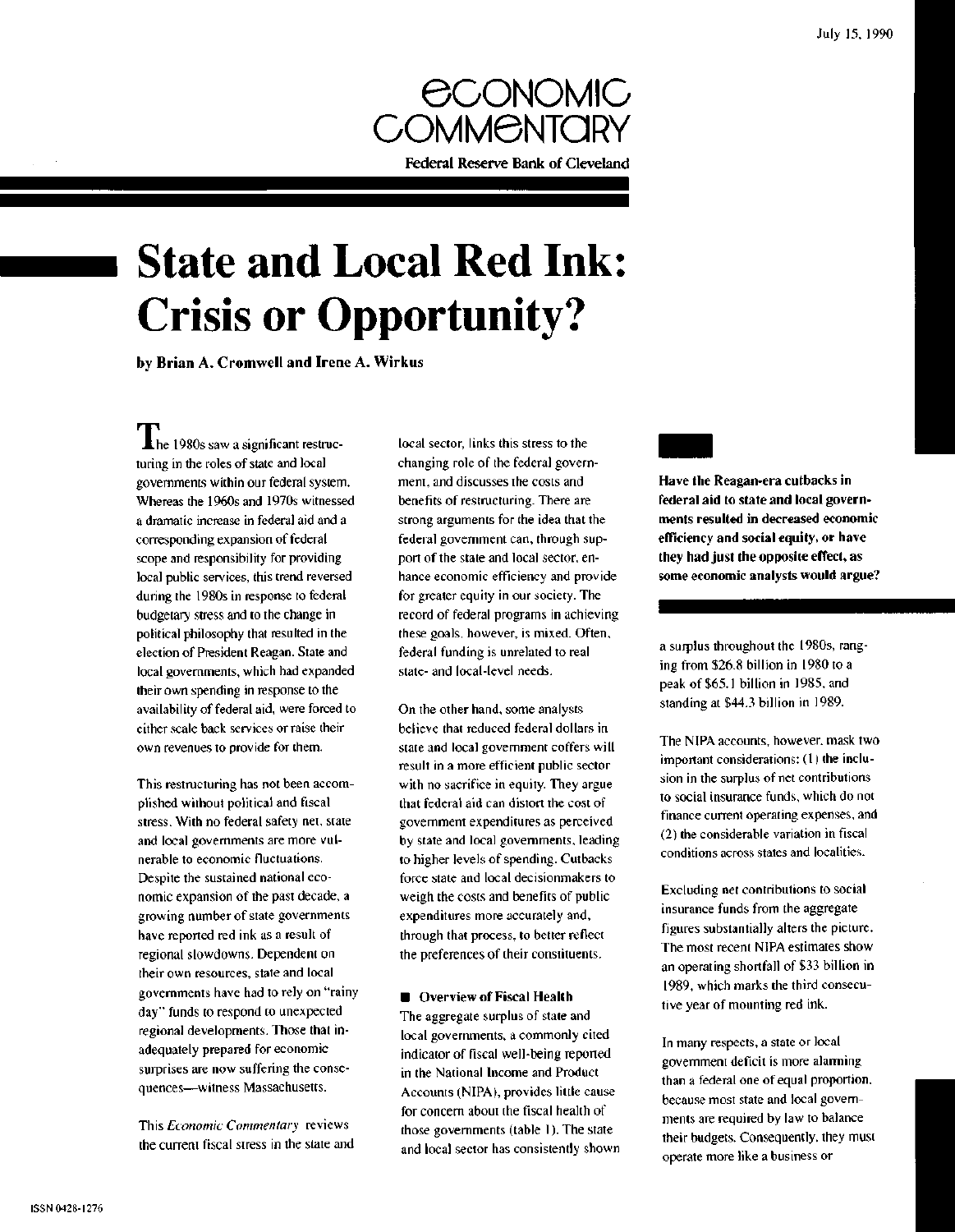July 15, 1990

# Economic Commentary

**Federal Reserve Bank of Cleveland**

# State and Local Red Ink: Crisis or Opportunity?

**by Brian A. Cromwell and Irene A. Wirkus**

**Have the Reagan-era cutbacks in federal aid to state and local governments resulted in decreased economic efficiency and social equity, or have they had just the opposite effect, as some economic analysts would argue?**

The 1980s saw a significant restructuring in the roles of state and local governments within our federal system. Whereas the 1960s and 1970s witnessed a dramatic increase in federal aid and a corresponding expansion of federal scope and responsibility for providing local public services, this trend reversed during the 1980s in response to federal budgetary stress and to the change in political philosophy that resulted in the election of President Reagan. State and local governments, which had expanded their own spending in response to the availability of federal aid, were forced to either scale back services or raise their own revenues to provide for them.

This restructuring has not been accomplished without political and fiscal stress. With no federal safety net, state and local governments are more vulnerable to economic fluctuations. Despite the sustained national economic expansion of the past decade, a growing number of state governments have reported red ink as a result of regional slowdowns. Dependent on their own resources, state and local governments have had to rely on "rainy day" funds to respond to unexpected regional developments. Those that inadequately prepared for economic surprises are now suffering the consequences—witness Massachusetts.

This *Economic Commentary* reviews the current fiscal stress in the state and local sector, links this stress to the changing role of the federal government, and discusses the costs and benefits of restructuring. There are strong arguments for the idea that the federal government can, through support of the state and local sector, enhance economic efficiency and provide for greater equity in our society. The record of federal programs in achieving these goals, however, is mixed. Often, federal funding is unrelated to real state- and local-level needs.

On the other hand, some analysts believe that reduced federal dollars in state and local government coffers will result in a more efficient public sector with no sacrifice in equity. They argue that federal aid can distort the cost of government expenditures as perceived by state and local governments, leading to higher levels of spending. Cutbacks force state and local decisionmakers to weigh the costs and benefits of public expenditures more accurately and, through that process, to better reflect the preferences of their constituents.

## Overview of Fiscal Health

The aggregate surplus of state and local governments, a commonly cited indicator of fiscal well-being reported in the National Income and Product Accounts (NIPA), provides little cause for concern about the fiscal health of those governments (table 1). The state and local sector has consistently shown a surplus throughout the 1980s, ranging from $26.8 billion in 1980 to a peak of $65.1 billion in 1985, and standing at $44.3 billion in 1989.

The NIPA accounts, however, mask two important considerations: (1) the inclusion in the surplus of net contributions to social insurance funds, which do not finance current operating expenses, and (2) the considerable variation in fiscal conditions across states and localities.

Excluding net contributions to social insurance funds from the aggregate figures substantially alters the picture. The most recent NIPA estimates show an operating shortfall of $33 billion in 1989, which marks the third consecutive year of mounting red ink.

In many respects, a state or local government deficit is more alarming than a federal one of equal proportion, because most state and local governments are required by law to balance their budgets. Consequently, they must operate more like a business or

ISSN 0428-1276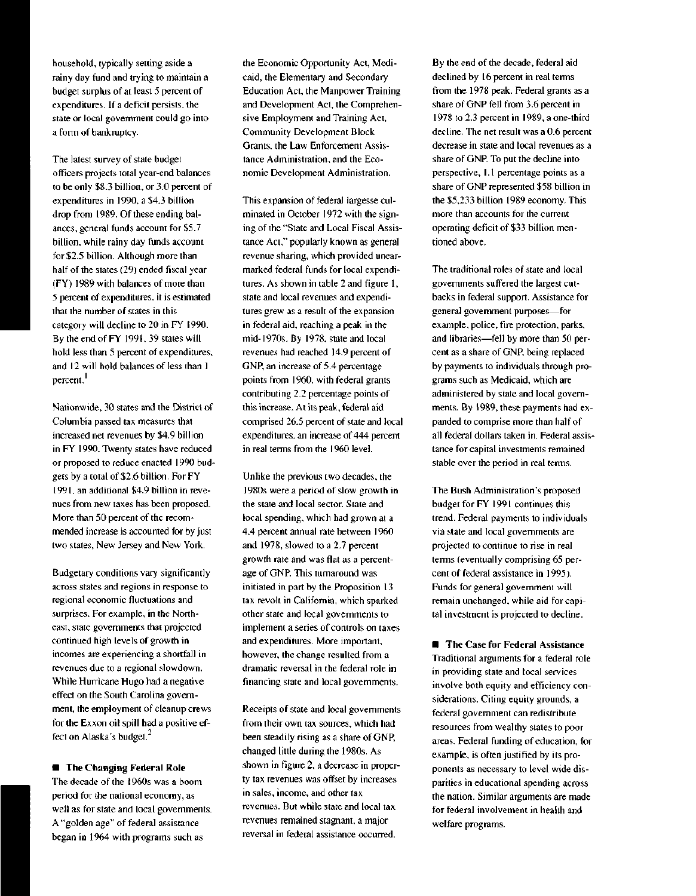household, typically setting aside a rainy day fund and trying to maintain a budget surplus of at least 5 percent of expenditures. If a deficit persists, the state or local government could go into a form of bankruptcy.

The latest survey of state budget officers projects total year-end balances to be only $8.3 billion, or 3.0 percent of expenditures in 1990, a $4.3 billion drop from 1989. Of these ending balances, general funds account for $5.7 billion, while rainy day funds account for $2.5 billion. Although more than half of the states (29) ended fiscal year (FY) 1989 with balances of more than 5 percent of expenditures, it is estimated that the number of states in this category will decline to 20 in FY 1990. By the end of FY 1991, 39 states will hold less than 5 percent of expenditures, and 12 will hold balances of less than 1 percent.[1]

Nationwide, 30 states and the District of Columbia passed tax measures that increased net revenues by $4.9 billion in FY 1990. Twenty states have reduced or proposed to reduce enacted 1990 budgets by a total of $2.6 billion. For FY 1991, an additional $4.9 billion in revenues from new taxes has been proposed. More than 50 percent of the recommended increase is accounted for by just two states, New Jersey and New York.

Budgetary conditions vary significantly across states and regions in response to regional economic fluctuations and surprises. For example, in the Northeast, state governments that projected continued high levels of growth in incomes are experiencing a shortfall in revenues due to a regional slowdown. While Hurricane Hugo had a negative effect on the South Carolina government, the employment of cleanup crews for the Exxon oil spill had a positive effect on Alaska's budget.[2]

## The Changing Federal Role

The decade of the 1960s was a boom period for the national economy, as well as for state and local governments. A "golden age" of federal assistance began in 1964 with programs such as the Economic Opportunity Act, Medicaid, the Elementary and Secondary Education Act, the Manpower Training and Development Act, the Comprehensive Employment and Training Act, Community Development Block Grants, the Law Enforcement Assistance Administration, and the Economic Development Administration.

This expansion of federal largesse culminated in October 1972 with the signing of the "State and Local Fiscal Assistance Act," popularly known as general revenue sharing, which provided unearmarked federal funds for local expenditures. As shown in table 2 and figure 1, state and local revenues and expenditures grew as a result of the expansion in federal aid, reaching a peak in the mid-1970s. By 1978, state and local revenues had reached 14.9 percent of GNP, an increase of 5.4 percentage points from 1960, with federal grants contributing 2.2 percentage points of this increase. At its peak, federal aid comprised 26.5 percent of state and local expenditures, an increase of 444 percent in real terms from the 1960 level.

Unlike the previous two decades, the 1980s were a period of slow growth in the state and local sector. State and local spending, which had grown at a 4.4 percent annual rate between 1960 and 1978, slowed to a 2.7 percent growth rate and was flat as a percentage of GNP. This turnaround was initiated in part by the Proposition 13 tax revolt in California, which sparked other state and local governments to implement a series of controls on taxes and expenditures. More important, however, the change resulted from a dramatic reversal in the federal role in financing state and local governments.

Receipts of state and local governments from their own tax sources, which had been steadily rising as a share of GNP, changed little during the 1980s. As shown in figure 2, a decrease in property tax revenues was offset by increases in sales, income, and other tax revenues. But while state and local tax revenues remained stagnant, a major reversal in federal assistance occurred. By the end of the decade, federal aid declined by 16 percent in real terms from the 1978 peak. Federal grants as a share of GNP fell from 3.6 percent in 1978 to 2.3 percent in 1989, a one-third decline. The net result was a 0.6 percent decrease in state and local revenues as a share of GNP. To put the decline into perspective, 1.1 percentage points as a share of GNP represented $58 billion in the $5,233 billion 1989 economy. This more than accounts for the current operating deficit of $33 billion mentioned above.

The traditional roles of state and local governments suffered the largest cutbacks in federal support. Assistance for general government purposes—for example, police, fire protection, parks, and libraries—fell by more than 50 percent as a share of GNP, being replaced by payments to individuals through programs such as Medicaid, which are administered by state and local governments. By 1989, these payments had expanded to comprise more than half of all federal dollars taken in. Federal assistance for capital investments remained stable over the period in real terms.

The Bush Administration's proposed budget for FY 1991 continues this trend. Federal payments to individuals via state and local governments are projected to continue to rise in real terms (eventually comprising 65 percent of federal assistance in 1995). Funds for general government will remain unchanged, while aid for capital investment is projected to decline.

## The Case for Federal Assistance

Traditional arguments for a federal role in providing state and local services involve both equity and efficiency considerations. Citing equity grounds, a federal government can redistribute resources from wealthy states to poor areas. Federal funding of education, for example, is often justified by its proponents as necessary to level wide disparities in educational spending across the nation. Similar arguments are made for federal involvement in health and welfare programs.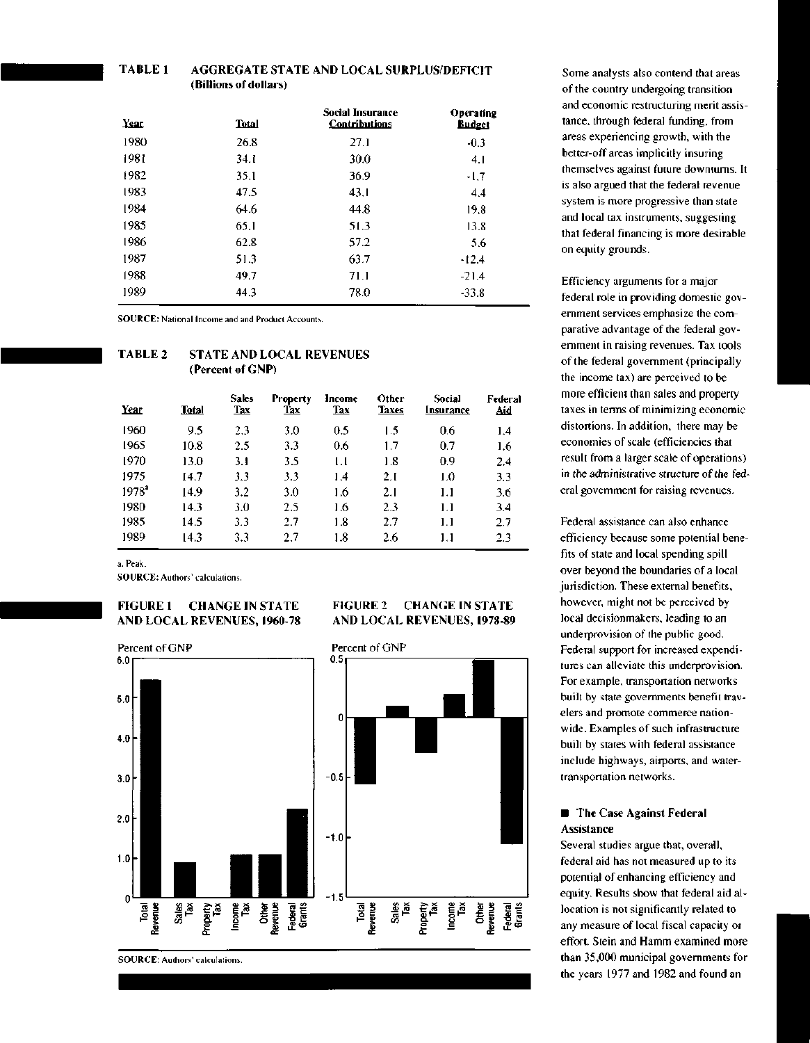**TABLE 1 AGGREGATE STATE AND LOCAL SURPLUS/DEFICIT (Billions of dollars)**

| Year | Total | Social Insurance Contributions | Operating Budget |
|---|---|---|---|
| 1980 | 26.8 | 27.1 | -0.3 |
| 1981 | 34.1 | 30.0 | 4.1 |
| 1982 | 35.1 | 36.9 | -1.7 |
| 1983 | 47.5 | 43.1 | 4.4 |
| 1984 | 64.6 | 44.8 | 19.8 |
| 1985 | 65.1 | 51.3 | 13.8 |
| 1986 | 62.8 | 57.2 | 5.6 |
| 1987 | 51.3 | 63.7 | -12.4 |
| 1988 | 49.7 | 71.1 | -21.4 |
| 1989 | 44.3 | 78.0 | -33.8 |

SOURCE: National Income and Product Accounts.

**TABLE 2 STATE AND LOCAL REVENUES (Percent of GNP)**

| Year | Total | Sales Tax | Property Tax | Income Tax | Other Taxes | Social Insurance | Federal Aid |
|---|---|---|---|---|---|---|---|
| 1960 | 9.5 | 2.3 | 3.0 | 0.5 | 1.5 | 0.6 | 1.4 |
| 1965 | 10.8 | 2.5 | 3.3 | 0.6 | 1.7 | 0.7 | 1.6 |
| 1970 | 13.0 | 3.1 | 3.5 | 1.1 | 1.8 | 0.9 | 2.4 |
| 1975 | 14.7 | 3.3 | 3.3 | 1.4 | 2.1 | 1.0 | 3.3 |
| 1978[a] | 14.9 | 3.2 | 3.0 | 1.6 | 2.1 | 1.1 | 3.6 |
| 1980 | 14.3 | 3.0 | 2.5 | 1.6 | 2.3 | 1.1 | 3.4 |
| 1985 | 14.5 | 3.3 | 2.7 | 1.8 | 2.7 | 1.1 | 2.7 |
| 1989 | 14.3 | 3.3 | 2.7 | 1.8 | 2.6 | 1.1 | 2.3 |

a. Peak.

SOURCE: Authors' calculations.

**FIGURE 1 CHANGE IN STATE AND LOCAL REVENUES, 1960-78**

**FIGURE 2 CHANGE IN STATE AND LOCAL REVENUES, 1978-89**

SOURCE: Authors' calculations.

Some analysts also contend that areas of the country undergoing transition and economic restructuring merit assistance, through federal funding, from areas experiencing growth, with the better-off areas implicitly insuring themselves against future downturns. It is also argued that the federal revenue system is more progressive than state and local tax instruments, suggesting that federal financing is more desirable on equity grounds.

Efficiency arguments for a major federal role in providing domestic government services emphasize the comparative advantage of the federal government in raising revenues. Tax tools of the federal government (principally the income tax) are perceived to be more efficient than sales and property taxes in terms of minimizing economic distortions. In addition, there may be economies of scale (efficiencies that result from a larger scale of operations) in the administrative structure of the federal government for raising revenues.

Federal assistance can also enhance efficiency because some potential benefits of state and local spending spill over beyond the boundaries of a local jurisdiction. These external benefits, however, might not be perceived by local decisionmakers, leading to an underprovision of the public good. Federal support for increased expenditures can alleviate this underprovision. For example, transportation networks built by state governments benefit travelers and promote commerce nationwide. Examples of such infrastructure built by states with federal assistance include highways, airports, and water-transportation networks.

## The Case Against Federal Assistance

Several studies argue that, overall, federal aid has not measured up to its potential of enhancing efficiency and equity. Results show that federal aid allocation is not significantly related to any measure of local fiscal capacity or effort. Stein and Hamm examined more than 35,000 municipal governments for the years 1977 and 1982 and found an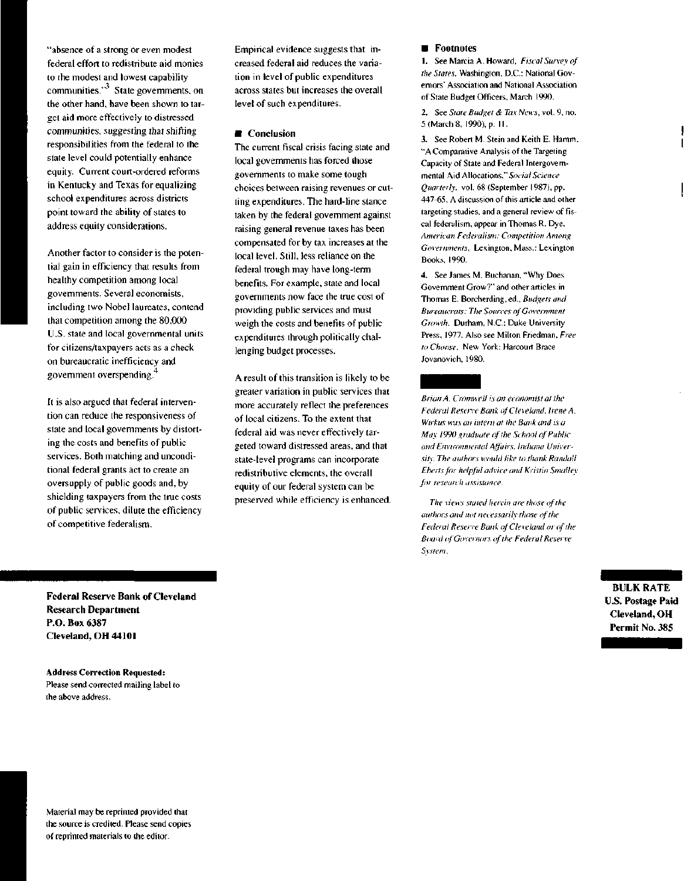"absence of a strong or even modest federal effort to redistribute aid monies to the modest and lowest capability communities."[3] State governments, on the other hand, have been shown to target aid more effectively to distressed communities, suggesting that shifting responsibilities from the federal to the state level could potentially enhance equity. Current court-ordered reforms in Kentucky and Texas for equalizing school expenditures across districts point toward the ability of states to address equity considerations.

Another factor to consider is the potential gain in efficiency that results from healthy competition among local governments. Several economists, including two Nobel laureates, contend that competition among the 80,000 U.S. state and local governmental units for citizens/taxpayers acts as a check on bureaucratic inefficiency and government overspending.[4]

It is also argued that federal intervention can reduce the responsiveness of state and local governments by distorting the costs and benefits of public services. Both matching and unconditional federal grants act to create an oversupply of public goods and, by shielding taxpayers from the true costs of public services, dilute the efficiency of competitive federalism.

Empirical evidence suggests that increased federal aid reduces the variation in level of public expenditures across states but increases the overall level of such expenditures.

## Conclusion

The current fiscal crisis facing state and local governments has forced those governments to make some tough choices between raising revenues or cutting expenditures. The hard-line stance taken by the federal government against raising general revenue taxes has been compensated for by tax increases at the local level. Still, less reliance on the federal trough may have long-term benefits. For example, state and local governments now face the true cost of providing public services and must weigh the costs and benefits of public expenditures through politically challenging budget processes.

A result of this transition is likely to be greater variation in public services that more accurately reflect the preferences of local citizens. To the extent that federal aid was never effectively targeted toward distressed areas, and that state-level programs can incorporate redistributive elements, the overall equity of our federal system can be preserved while efficiency is enhanced.

## Footnotes

1. See Marcia A. Howard, *Fiscal Survey of the States*. Washington, D.C.: National Governors' Association and National Association of State Budget Officers, March 1990.

2. See *State Budget & Tax News*, vol. 9, no. 5 (March 8, 1990), p. 11.

3. See Robert M. Stein and Keith E. Hamm, "A Comparative Analysis of the Targeting Capacity of State and Federal Intergovernmental Aid Allocations," *Social Science Quarterly*, vol. 68 (September 1987), pp. 447-65. A discussion of this article and other targeting studies, and a general review of fiscal federalism, appear in Thomas R. Dye, *American Federalism: Competition Among Governments*, Lexington, Mass.: Lexington Books, 1990.

4. See James M. Buchanan, "Why Does Government Grow?" and other articles in Thomas E. Borcherding, ed., *Budgets and Bureaucrats: The Sources of Government Growth*. Durham, N.C.: Duke University Press, 1977. Also see Milton Friedman, *Free to Choose*. New York: Harcourt Brace Jovanovich, 1980.

*Brian A. Cromwell is an economist at the Federal Reserve Bank of Cleveland. Irene A. Wirkus was an intern at the Bank and is a May 1990 graduate of the School of Public and Environmental Affairs, Indiana University. The authors would like to thank Randall Eberts for helpful advice and Kristin Smalley for research assistance.*

*The views stated herein are those of the authors and not necessarily those of the Federal Reserve Bank of Cleveland or of the Board of Governors of the Federal Reserve System.*

**Federal Reserve Bank of Cleveland**
**Research Department**
**P.O. Box 6387**
**Cleveland, OH 44101**

**Address Correction Requested:**
Please send corrected mailing label to the above address.

**BULK RATE**
**U.S. Postage Paid**
**Cleveland, OH**
**Permit No. 385**

Material may be reprinted provided that the source is credited. Please send copies of reprinted materials to the editor.